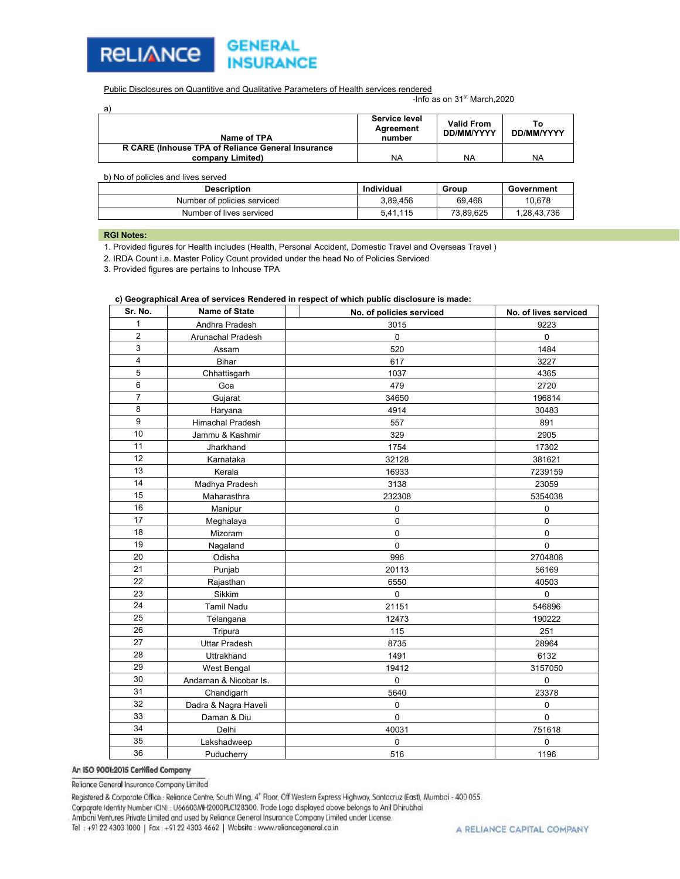Public Disclosures on Quantitive and Qualitative Parameters of Health services rendered

-Info as on 31st March,2020

a)

| Name of TPA | Service level Agreement number | Valid From DD/MM/YYYY | To DD/MM/YYYY |
|---|---|---|---|
| **R CARE (Inhouse TPA of Reliance General Insurance company Limited)** | NA | NA | NA |

b) No of policies and lives served

| Description | Individual | Group | Government |
|---|---|---|---|
| Number of policies serviced | 3,89,456 | 69,468 | 10,678 |
| Number of lives serviced | 5,41,115 | 73,89,625 | 1,28,43,736 |

**RGI Notes:**

1. Provided figures for Health includes (Health, Personal Accident, Domestic Travel and Overseas Travel )
2. IRDA Count i.e. Master Policy Count provided under the head No of Policies Serviced
3. Provided figures are pertains to Inhouse TPA

**c) Geographical Area of services Rendered in respect of which public disclosure is made:**

| Sr. No. | Name of State | No. of policies serviced | No. of lives serviced |
|---|---|---|---|
| 1 | Andhra Pradesh | 3015 | 9223 |
| 2 | Arunachal Pradesh | 0 | 0 |
| 3 | Assam | 520 | 1484 |
| 4 | Bihar | 617 | 3227 |
| 5 | Chhattisgarh | 1037 | 4365 |
| 6 | Goa | 479 | 2720 |
| 7 | Gujarat | 34650 | 196814 |
| 8 | Haryana | 4914 | 30483 |
| 9 | Himachal Pradesh | 557 | 891 |
| 10 | Jammu & Kashmir | 329 | 2905 |
| 11 | Jharkhand | 1754 | 17302 |
| 12 | Karnataka | 32128 | 381621 |
| 13 | Kerala | 16933 | 7239159 |
| 14 | Madhya Pradesh | 3138 | 23059 |
| 15 | Maharasthra | 232308 | 5354038 |
| 16 | Manipur | 0 | 0 |
| 17 | Meghalaya | 0 | 0 |
| 18 | Mizoram | 0 | 0 |
| 19 | Nagaland | 0 | 0 |
| 20 | Odisha | 996 | 2704806 |
| 21 | Punjab | 20113 | 56169 |
| 22 | Rajasthan | 6550 | 40503 |
| 23 | Sikkim | 0 | 0 |
| 24 | Tamil Nadu | 21151 | 546896 |
| 25 | Telangana | 12473 | 190222 |
| 26 | Tripura | 115 | 251 |
| 27 | Uttar Pradesh | 8735 | 28964 |
| 28 | Uttrakhand | 1491 | 6132 |
| 29 | West Bengal | 19412 | 3157050 |
| 30 | Andaman & Nicobar Is. | 0 | 0 |
| 31 | Chandigarh | 5640 | 23378 |
| 32 | Dadra & Nagra Haveli | 0 | 0 |
| 33 | Daman & Diu | 0 | 0 |
| 34 | Delhi | 40031 | 751618 |
| 35 | Lakshadweep | 0 | 0 |
| 36 | Puducherry | 516 | 1196 |

An ISO 9001:2015 Certified Company

Reliance General Insurance Company Limited

Registered & Corporate Office : Reliance Centre, South Wing, 4th Floor, Off Western Express Highway, Santacruz (East), Mumbai - 400 055.
Corporate Identity Number (CIN) : U66603MH2000PLC128300. Trade Logo displayed above belongs to Anil Dhirubhai Ambani Ventures Private Limited and used by Reliance General Insurance Company Limited under License.
Tel : +91 22 4303 1000 | Fax : +91 22 4303 4662 | Website : www.reliancegeneral.co.in

A RELIANCE CAPITAL COMPANY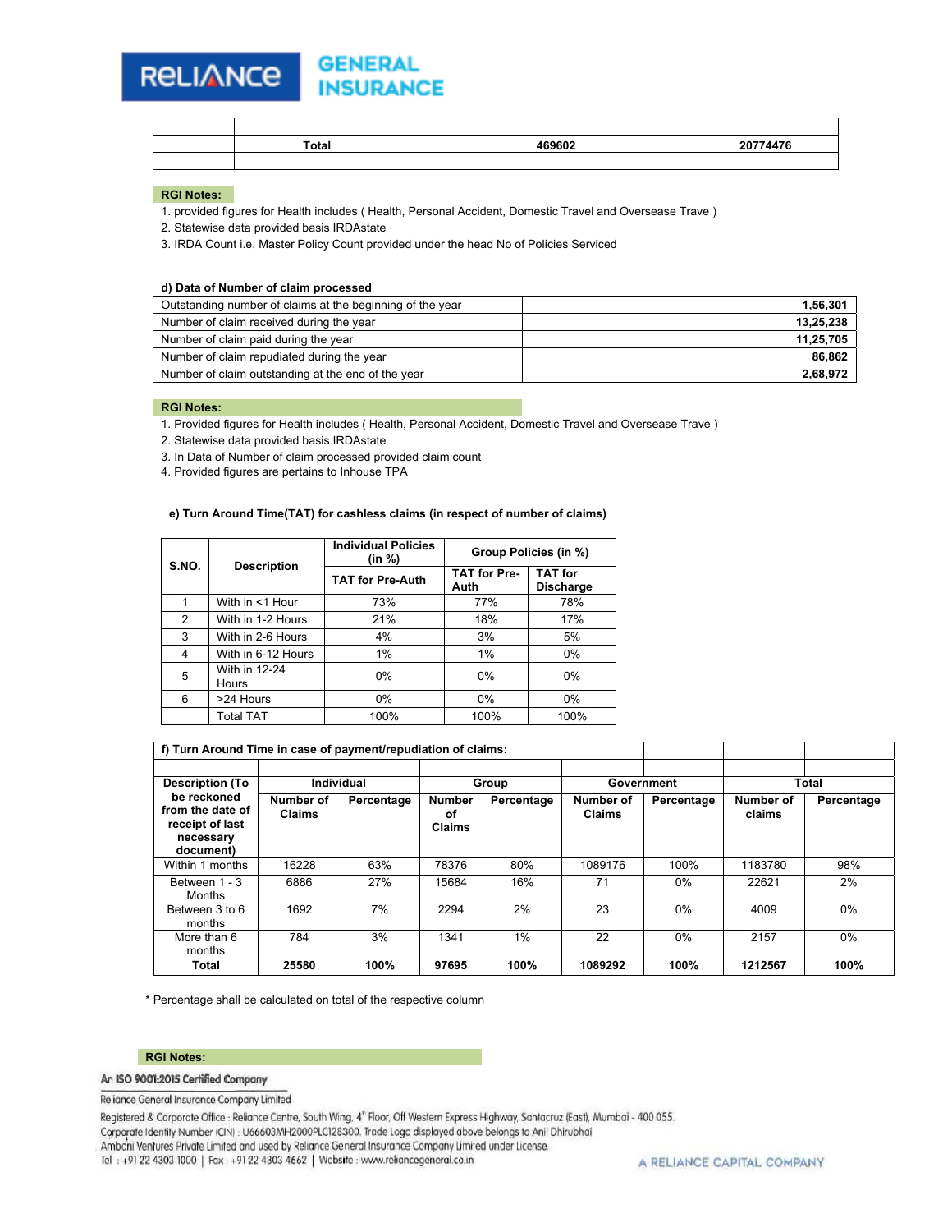| | Total | 469602 | 20774476 |
|---|---|---|---|
| | | | |

**RGI Notes:**

1. provided figures for Health includes ( Health, Personal Accident, Domestic Travel and Overseas Trave )
2. Statewise data provided basis IRDAstate
3. IRDA Count i.e. Master Policy Count provided under the head No of Policies Serviced

**d) Data of Number of claim processed**

| | |
|---|---|
| Outstanding number of claims at the beginning of the year | 1,56,301 |
| Number of claim received during the year | 13,25,238 |
| Number of claim paid during the year | 11,25,705 |
| Number of claim repudiated during the year | 86,862 |
| Number of claim outstanding at the end of the year | 2,68,972 |

**RGI Notes:**

1. Provided figures for Health includes ( Health, Personal Accident, Domestic Travel and Overseas Trave )
2. Statewise data provided basis IRDAstate
3. In Data of Number of claim processed provided claim count
4. Provided figures are pertains to Inhouse TPA

**e) Turn Around Time(TAT) for cashless claims (in respect of number of claims)**

| S.NO. | Description | Individual Policies (in %) | Group Policies (in %) | |
|---|---|---|---|---|
| | | TAT for Pre-Auth | TAT for Pre-Auth | TAT for Discharge |
| 1 | With in <1 Hour | 73% | 77% | 78% |
| 2 | With in 1-2 Hours | 21% | 18% | 17% |
| 3 | With in 2-6 Hours | 4% | 3% | 5% |
| 4 | With in 6-12 Hours | 1% | 1% | 0% |
| 5 | With in 12-24 Hours | 0% | 0% | 0% |
| 6 | >24 Hours | 0% | 0% | 0% |
| | Total TAT | 100% | 100% | 100% |

**f) Turn Around Time in case of payment/repudiation of claims:**

| Description (To be reckoned from the date of receipt of last necessary document) | Individual | | Group | | Government | | Total | |
|---|---|---|---|---|---|---|---|---|
| | Number of Claims | Percentage | Number of Claims | Percentage | Number of Claims | Percentage | Number of claims | Percentage |
| Within 1 months | 16228 | 63% | 78376 | 80% | 1089176 | 100% | 1183780 | 98% |
| Between 1 - 3 Months | 6886 | 27% | 15684 | 16% | 71 | 0% | 22621 | 2% |
| Between 3 to 6 months | 1692 | 7% | 2294 | 2% | 23 | 0% | 4009 | 0% |
| More than 6 months | 784 | 3% | 1341 | 1% | 22 | 0% | 2157 | 0% |
| **Total** | **25580** | **100%** | **97695** | **100%** | **1089292** | **100%** | **1212567** | **100%** |

* Percentage shall be calculated on total of the respective column

**RGI Notes:**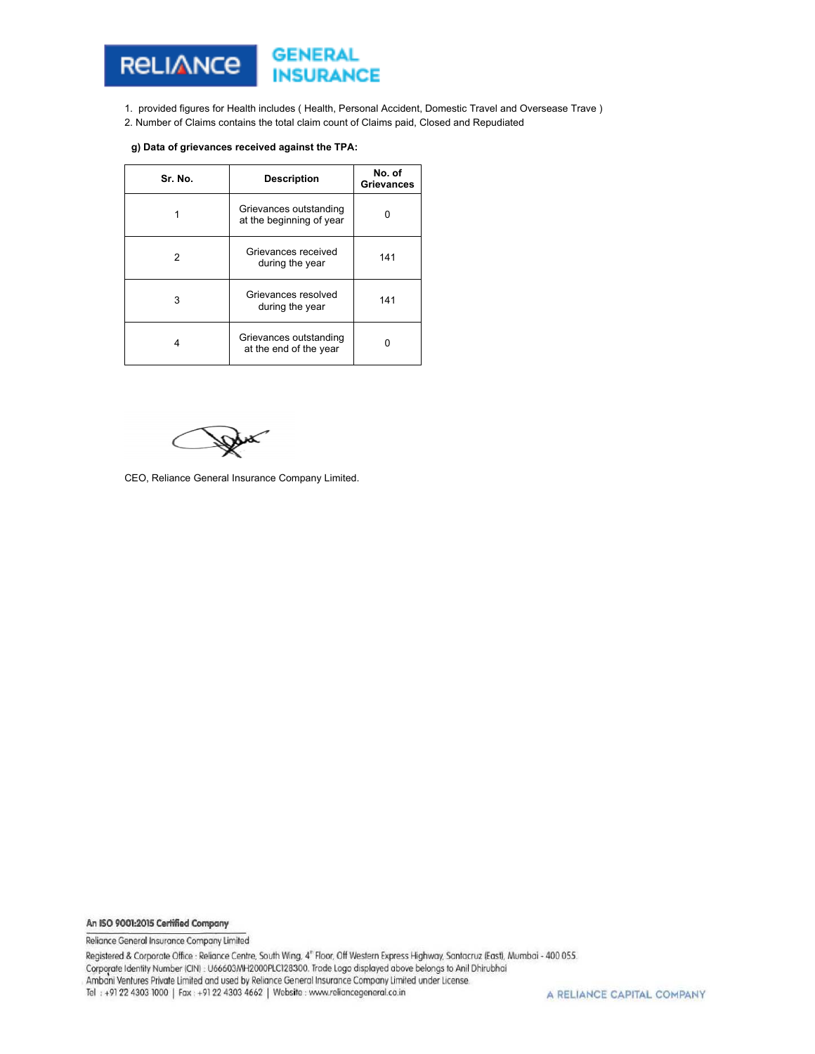1. provided figures for Health includes ( Health, Personal Accident, Domestic Travel and Oversease Trave )
2. Number of Claims contains the total claim count of Claims paid, Closed and Repudiated

**g) Data of grievances received against the TPA:**

| Sr. No. | Description | No. of Grievances |
|---|---|---|
| 1 | Grievances outstanding at the beginning of year | 0 |
| 2 | Grievances received during the year | 141 |
| 3 | Grievances resolved during the year | 141 |
| 4 | Grievances outstanding at the end of the year | 0 |

CEO, Reliance General Insurance Company Limited.